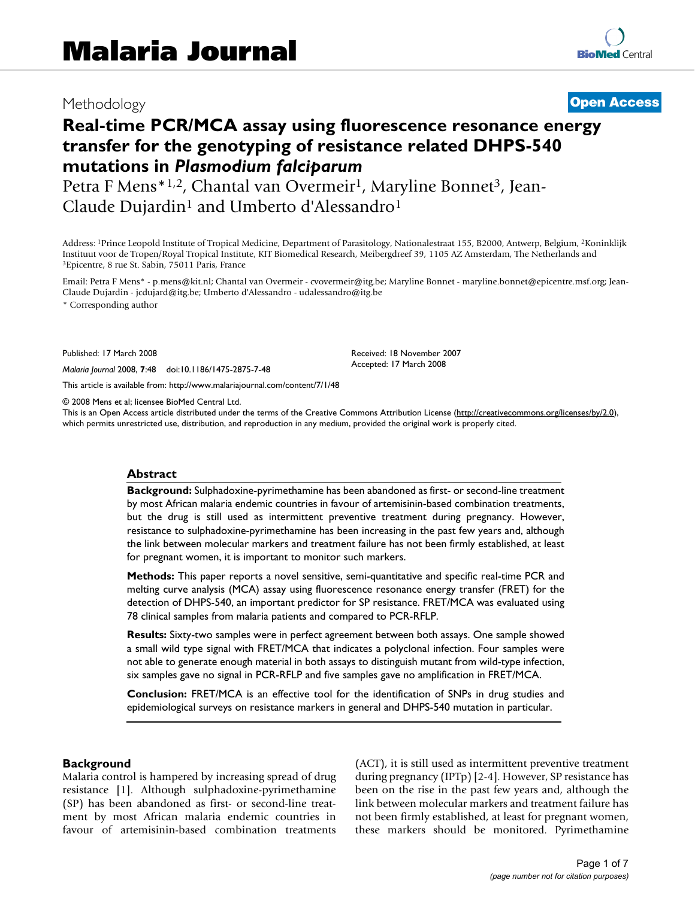Methodology

**Open Access**

# Real-time PCR/MCA assay using fluorescence resonance energy transfer for the genotyping of resistance related DHPS-540 mutations in *Plasmodium falciparum*

Petra F Mens*[1,2], Chantal van Overmeir[1], Maryline Bonnet[3], Jean-Claude Dujardin[1] and Umberto d'Alessandro[1]

Address: [1]Prince Leopold Institute of Tropical Medicine, Department of Parasitology, Nationalestraat 155, B2000, Antwerp, Belgium, [2]Koninklijk Instituut voor de Tropen/Royal Tropical Institute, KIT Biomedical Research, Meibergdreef 39, 1105 AZ Amsterdam, The Netherlands and [3]Epicentre, 8 rue St. Sabin, 75011 Paris, France

Email: Petra F Mens* - p.mens@kit.nl; Chantal van Overmeir - cvovermeir@itg.be; Maryline Bonnet - maryline.bonnet@epicentre.msf.org; Jean-Claude Dujardin - jcdujard@itg.be; Umberto d'Alessandro - udalessandro@itg.be

* Corresponding author

Published: 17 March 2008

*Malaria Journal* 2008, **7**:48 doi:10.1186/1475-2875-7-48

Received: 18 November 2007
Accepted: 17 March 2008

This article is available from: http://www.malariajournal.com/content/7/1/48

© 2008 Mens et al; licensee BioMed Central Ltd.
This is an Open Access article distributed under the terms of the Creative Commons Attribution License (http://creativecommons.org/licenses/by/2.0), which permits unrestricted use, distribution, and reproduction in any medium, provided the original work is properly cited.

## Abstract

**Background:** Sulphadoxine-pyrimethamine has been abandoned as first- or second-line treatment by most African malaria endemic countries in favour of artemisinin-based combination treatments, but the drug is still used as intermittent preventive treatment during pregnancy. However, resistance to sulphadoxine-pyrimethamine has been increasing in the past few years and, although the link between molecular markers and treatment failure has not been firmly established, at least for pregnant women, it is important to monitor such markers.

**Methods:** This paper reports a novel sensitive, semi-quantitative and specific real-time PCR and melting curve analysis (MCA) assay using fluorescence resonance energy transfer (FRET) for the detection of DHPS-540, an important predictor for SP resistance. FRET/MCA was evaluated using 78 clinical samples from malaria patients and compared to PCR-RFLP.

**Results:** Sixty-two samples were in perfect agreement between both assays. One sample showed a small wild type signal with FRET/MCA that indicates a polyclonal infection. Four samples were not able to generate enough material in both assays to distinguish mutant from wild-type infection, six samples gave no signal in PCR-RFLP and five samples gave no amplification in FRET/MCA.

**Conclusion:** FRET/MCA is an effective tool for the identification of SNPs in drug studies and epidemiological surveys on resistance markers in general and DHPS-540 mutation in particular.

## Background

Malaria control is hampered by increasing spread of drug resistance [1]. Although sulphadoxine-pyrimethamine (SP) has been abandoned as first- or second-line treatment by most African malaria endemic countries in favour of artemisinin-based combination treatments (ACT), it is still used as intermittent preventive treatment during pregnancy (IPTp) [2-4]. However, SP resistance has been on the rise in the past few years and, although the link between molecular markers and treatment failure has not been firmly established, at least for pregnant women, these markers should be monitored. Pyrimethamine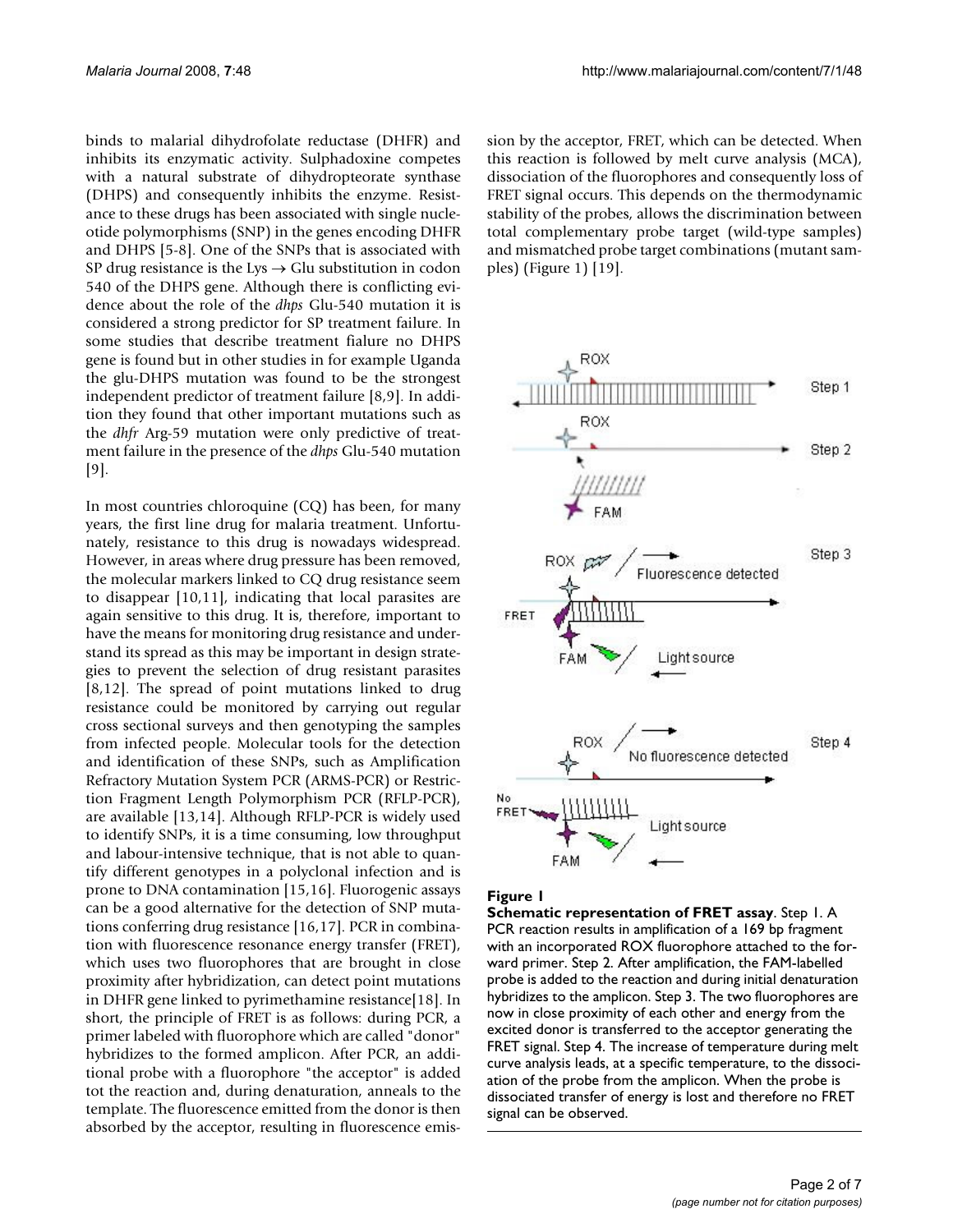binds to malarial dihydrofolate reductase (DHFR) and inhibits its enzymatic activity. Sulphadoxine competes with a natural substrate of dihydropteorate synthase (DHPS) and consequently inhibits the enzyme. Resistance to these drugs has been associated with single nucleotide polymorphisms (SNP) in the genes encoding DHFR and DHPS [5-8]. One of the SNPs that is associated with SP drug resistance is the Lys → Glu substitution in codon 540 of the DHPS gene. Although there is conflicting evidence about the role of the *dhps* Glu-540 mutation it is considered a strong predictor for SP treatment failure. In some studies that describe treatment fialure no DHPS gene is found but in other studies in for example Uganda the glu-DHPS mutation was found to be the strongest independent predictor of treatment failure [8,9]. In addition they found that other important mutations such as the *dhfr* Arg-59 mutation were only predictive of treatment failure in the presence of the *dhps* Glu-540 mutation [9].

In most countries chloroquine (CQ) has been, for many years, the first line drug for malaria treatment. Unfortunately, resistance to this drug is nowadays widespread. However, in areas where drug pressure has been removed, the molecular markers linked to CQ drug resistance seem to disappear [10,11], indicating that local parasites are again sensitive to this drug. It is, therefore, important to have the means for monitoring drug resistance and understand its spread as this may be important in design strategies to prevent the selection of drug resistant parasites [8,12]. The spread of point mutations linked to drug resistance could be monitored by carrying out regular cross sectional surveys and then genotyping the samples from infected people. Molecular tools for the detection and identification of these SNPs, such as Amplification Refractory Mutation System PCR (ARMS-PCR) or Restriction Fragment Length Polymorphism PCR (RFLP-PCR), are available [13,14]. Although RFLP-PCR is widely used to identify SNPs, it is a time consuming, low throughput and labour-intensive technique, that is not able to quantify different genotypes in a polyclonal infection and is prone to DNA contamination [15,16]. Fluorogenic assays can be a good alternative for the detection of SNP mutations conferring drug resistance [16,17]. PCR in combination with fluorescence resonance energy transfer (FRET), which uses two fluorophores that are brought in close proximity after hybridization, can detect point mutations in DHFR gene linked to pyrimethamine resistance[18]. In short, the principle of FRET is as follows: during PCR, a primer labeled with fluorophore which are called "donor" hybridizes to the formed amplicon. After PCR, an additional probe with a fluorophore "the acceptor" is added tot the reaction and, during denaturation, anneals to the template. The fluorescence emitted from the donor is then absorbed by the acceptor, resulting in fluorescence emission by the acceptor, FRET, which can be detected. When this reaction is followed by melt curve analysis (MCA), dissociation of the fluorophores and consequently loss of FRET signal occurs. This depends on the thermodynamic stability of the probes, allows the discrimination between total complementary probe target (wild-type samples) and mismatched probe target combinations (mutant samples) (Figure 1) [19].

**Figure 1**

**Schematic representation of FRET assay**. Step 1. A PCR reaction results in amplification of a 169 bp fragment with an incorporated ROX fluorophore attached to the forward primer. Step 2. After amplification, the FAM-labelled probe is added to the reaction and during initial denaturation hybridizes to the amplicon. Step 3. The two fluorophores are now in close proximity of each other and energy from the excited donor is transferred to the acceptor generating the FRET signal. Step 4. The increase of temperature during melt curve analysis leads, at a specific temperature, to the dissociation of the probe from the amplicon. When the probe is dissociated transfer of energy is lost and therefore no FRET signal can be observed.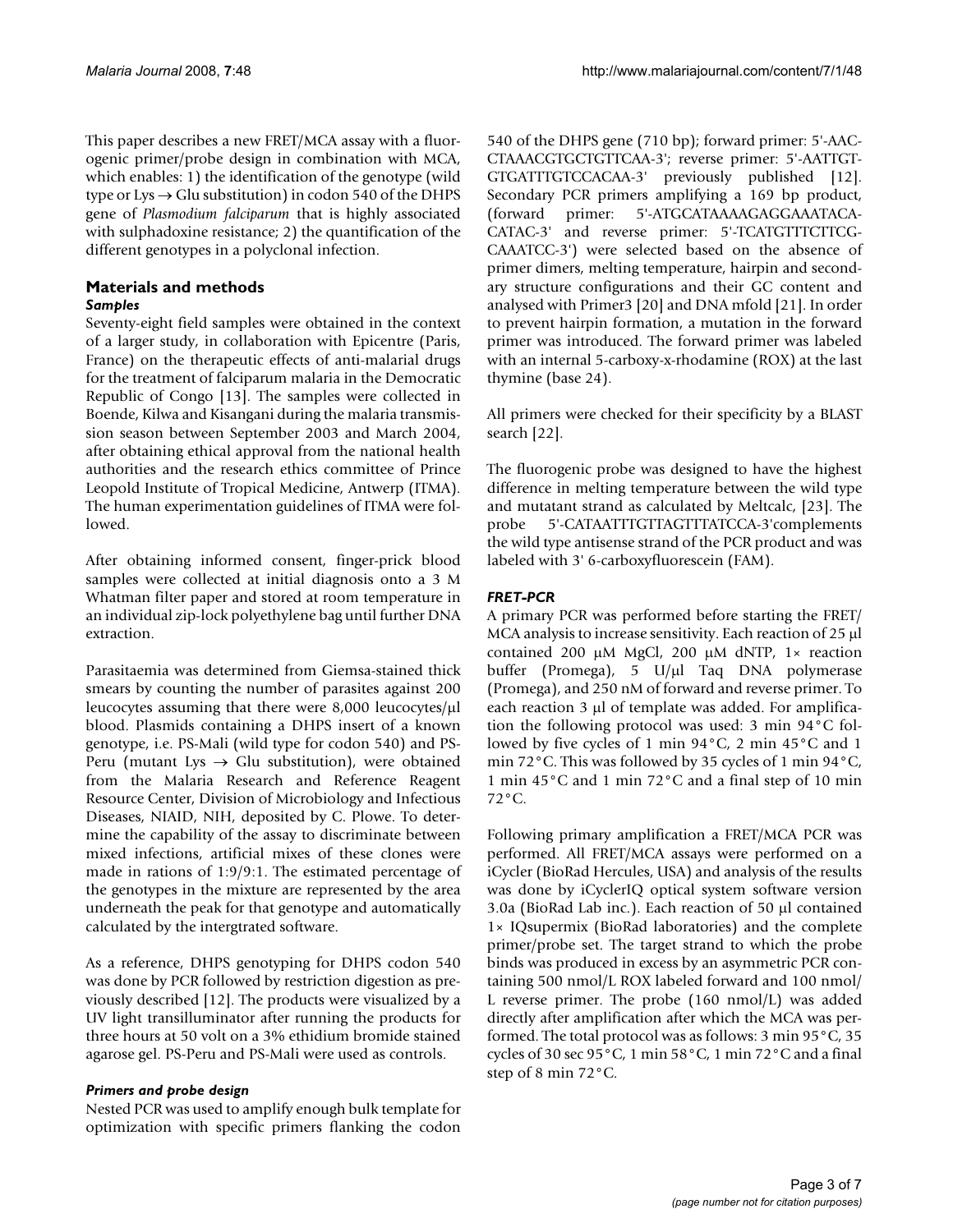This paper describes a new FRET/MCA assay with a fluorogenic primer/probe design in combination with MCA, which enables: 1) the identification of the genotype (wild type or Lys → Glu substitution) in codon 540 of the DHPS gene of *Plasmodium falciparum* that is highly associated with sulphadoxine resistance; 2) the quantification of the different genotypes in a polyclonal infection.

## Materials and methods

### *Samples*

Seventy-eight field samples were obtained in the context of a larger study, in collaboration with Epicentre (Paris, France) on the therapeutic effects of anti-malarial drugs for the treatment of falciparum malaria in the Democratic Republic of Congo [13]. The samples were collected in Boende, Kilwa and Kisangani during the malaria transmission season between September 2003 and March 2004, after obtaining ethical approval from the national health authorities and the research ethics committee of Prince Leopold Institute of Tropical Medicine, Antwerp (ITMA). The human experimentation guidelines of ITMA were followed.

After obtaining informed consent, finger-prick blood samples were collected at initial diagnosis onto a 3 M Whatman filter paper and stored at room temperature in an individual zip-lock polyethylene bag until further DNA extraction.

Parasitaemia was determined from Giemsa-stained thick smears by counting the number of parasites against 200 leucocytes assuming that there were 8,000 leucocytes/μl blood. Plasmids containing a DHPS insert of a known genotype, i.e. PS-Mali (wild type for codon 540) and PS-Peru (mutant Lys → Glu substitution), were obtained from the Malaria Research and Reference Reagent Resource Center, Division of Microbiology and Infectious Diseases, NIAID, NIH, deposited by C. Plowe. To determine the capability of the assay to discriminate between mixed infections, artificial mixes of these clones were made in rations of 1:9/9:1. The estimated percentage of the genotypes in the mixture are represented by the area underneath the peak for that genotype and automatically calculated by the intergtrated software.

As a reference, DHPS genotyping for DHPS codon 540 was done by PCR followed by restriction digestion as previously described [12]. The products were visualized by a UV light transilluminator after running the products for three hours at 50 volt on a 3% ethidium bromide stained agarose gel. PS-Peru and PS-Mali were used as controls.

### *Primers and probe design*

Nested PCR was used to amplify enough bulk template for optimization with specific primers flanking the codon 540 of the DHPS gene (710 bp); forward primer: 5'-AAC-CTAAACGTGCTGTTCAA-3'; reverse primer: 5'-AATTGT-GTGATTTGTCCACAA-3' previously published [12]. Secondary PCR primers amplifying a 169 bp product, (forward primer: 5'-ATGCATAAAAGAGGAAATACA-CATAC-3' and reverse primer: 5'-TCATGTTTCTTCG-CAAATCC-3') were selected based on the absence of primer dimers, melting temperature, hairpin and secondary structure configurations and their GC content and analysed with Primer3 [20] and DNA mfold [21]. In order to prevent hairpin formation, a mutation in the forward primer was introduced. The forward primer was labeled with an internal 5-carboxy-x-rhodamine (ROX) at the last thymine (base 24).

All primers were checked for their specificity by a BLAST search [22].

The fluorogenic probe was designed to have the highest difference in melting temperature between the wild type and mutatant strand as calculated by Meltcalc, [23]. The probe 5'-CATAATTTGTTAGTTTATCCA-3'complements the wild type antisense strand of the PCR product and was labeled with 3' 6-carboxyfluorescein (FAM).

### *FRET-PCR*

A primary PCR was performed before starting the FRET/MCA analysis to increase sensitivity. Each reaction of 25 μl contained 200 μM MgCl, 200 μM dNTP, 1× reaction buffer (Promega), 5 U/μl Taq DNA polymerase (Promega), and 250 nM of forward and reverse primer. To each reaction 3 μl of template was added. For amplification the following protocol was used: 3 min 94°C followed by five cycles of 1 min 94°C, 2 min 45°C and 1 min 72°C. This was followed by 35 cycles of 1 min 94°C, 1 min 45°C and 1 min 72°C and a final step of 10 min 72°C.

Following primary amplification a FRET/MCA PCR was performed. All FRET/MCA assays were performed on a iCycler (BioRad Hercules, USA) and analysis of the results was done by iCyclerIQ optical system software version 3.0a (BioRad Lab inc.). Each reaction of 50 μl contained 1× IQsupermix (BioRad laboratories) and the complete primer/probe set. The target strand to which the probe binds was produced in excess by an asymmetric PCR containing 500 nmol/L ROX labeled forward and 100 nmol/L reverse primer. The probe (160 nmol/L) was added directly after amplification after which the MCA was performed. The total protocol was as follows: 3 min 95°C, 35 cycles of 30 sec 95°C, 1 min 58°C, 1 min 72°C and a final step of 8 min 72°C.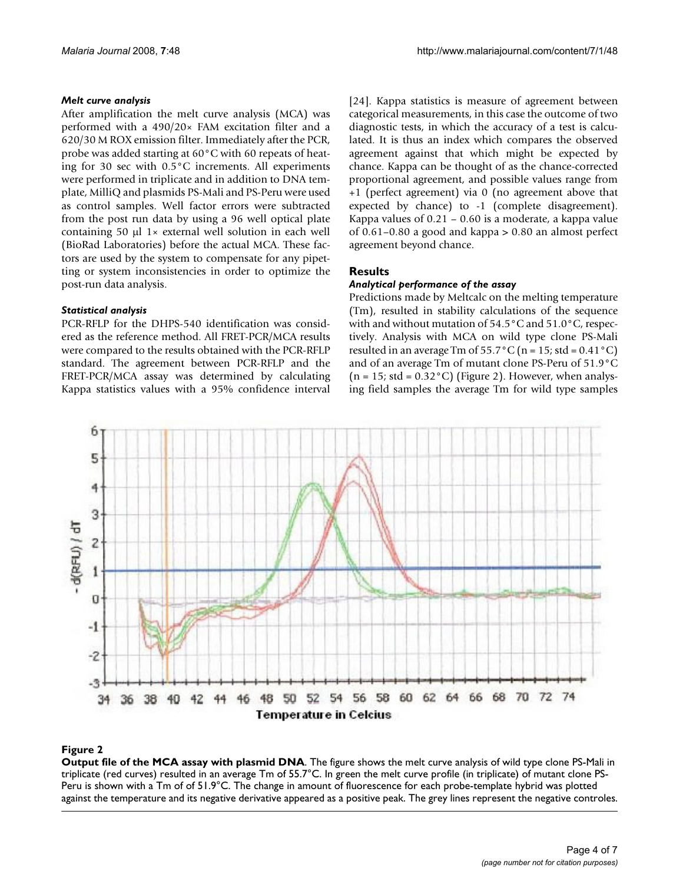### *Melt curve analysis*

After amplification the melt curve analysis (MCA) was performed with a 490/20× FAM excitation filter and a 620/30 M ROX emission filter. Immediately after the PCR, probe was added starting at 60°C with 60 repeats of heating for 30 sec with 0.5°C increments. All experiments were performed in triplicate and in addition to DNA template, MilliQ and plasmids PS-Mali and PS-Peru were used as control samples. Well factor errors were subtracted from the post run data by using a 96 well optical plate containing 50 μl 1× external well solution in each well (BioRad Laboratories) before the actual MCA. These factors are used by the system to compensate for any pipetting or system inconsistencies in order to optimize the post-run data analysis.

### *Statistical analysis*

PCR-RFLP for the DHPS-540 identification was considered as the reference method. All FRET-PCR/MCA results were compared to the results obtained with the PCR-RFLP standard. The agreement between PCR-RFLP and the FRET-PCR/MCA assay was determined by calculating Kappa statistics values with a 95% confidence interval [24]. Kappa statistics is measure of agreement between categorical measurements, in this case the outcome of two diagnostic tests, in which the accuracy of a test is calculated. It is thus an index which compares the observed agreement against that which might be expected by chance. Kappa can be thought of as the chance-corrected proportional agreement, and possible values range from +1 (perfect agreement) via 0 (no agreement above that expected by chance) to -1 (complete disagreement). Kappa values of 0.21 – 0.60 is a moderate, a kappa value of 0.61–0.80 a good and kappa > 0.80 an almost perfect agreement beyond chance.

## Results

### *Analytical performance of the assay*

Predictions made by Meltcalc on the melting temperature (Tm), resulted in stability calculations of the sequence with and without mutation of 54.5°C and 51.0°C, respectively. Analysis with MCA on wild type clone PS-Mali resulted in an average Tm of 55.7°C ($n = 15$; std = 0.41°C) and of an average Tm of mutant clone PS-Peru of 51.9°C ($n = 15$; std = 0.32°C) (Figure 2). However, when analysing field samples the average Tm for wild type samples

**Figure 2**

**Output file of the MCA assay with plasmid DNA**. The figure shows the melt curve analysis of wild type clone PS-Mali in triplicate (red curves) resulted in an average Tm of 55.7°C. In green the melt curve profile (in triplicate) of mutant clone PS-Peru is shown with a Tm of of 51.9°C. The change in amount of fluorescence for each probe-template hybrid was plotted against the temperature and its negative derivative appeared as a positive peak. The grey lines represent the negative controles.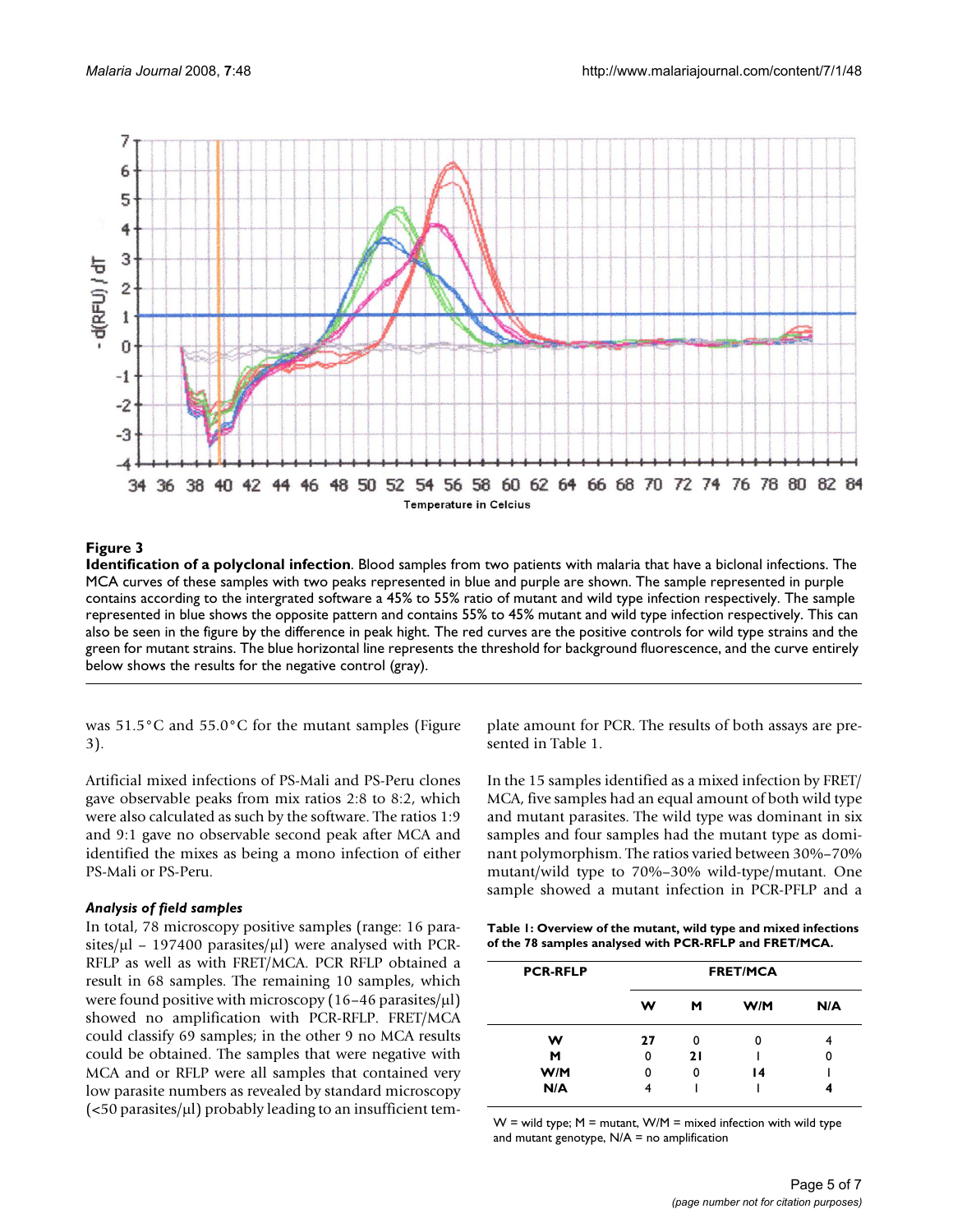**Figure 3**

**Identification of a polyclonal infection**. Blood samples from two patients with malaria that have a biclonal infections. The MCA curves of these samples with two peaks represented in blue and purple are shown. The sample represented in purple contains according to the intergrated software a 45% to 55% ratio of mutant and wild type infection respectively. The sample represented in blue shows the opposite pattern and contains 55% to 45% mutant and wild type infection respectively. This can also be seen in the figure by the difference in peak hight. The red curves are the positive controls for wild type strains and the green for mutant strains. The blue horizontal line represents the threshold for background fluorescence, and the curve entirely below shows the results for the negative control (gray).

was 51.5°C and 55.0°C for the mutant samples (Figure 3).

Artificial mixed infections of PS-Mali and PS-Peru clones gave observable peaks from mix ratios 2:8 to 8:2, which were also calculated as such by the software. The ratios 1:9 and 9:1 gave no observable second peak after MCA and identified the mixes as being a mono infection of either PS-Mali or PS-Peru.

### *Analysis of field samples*

In total, 78 microscopy positive samples (range: 16 parasites/μl – 197400 parasites/μl) were analysed with PCR-RFLP as well as with FRET/MCA. PCR RFLP obtained a result in 68 samples. The remaining 10 samples, which were found positive with microscopy (16–46 parasites/μl) showed no amplification with PCR-RFLP. FRET/MCA could classify 69 samples; in the other 9 no MCA results could be obtained. The samples that were negative with MCA and or RFLP were all samples that contained very low parasite numbers as revealed by standard microscopy (<50 parasites/μl) probably leading to an insufficient template amount for PCR. The results of both assays are presented in Table 1.

In the 15 samples identified as a mixed infection by FRET/MCA, five samples had an equal amount of both wild type and mutant parasites. The wild type was dominant in six samples and four samples had the mutant type as dominant polymorphism. The ratios varied between 30%–70% mutant/wild type to 70%–30% wild-type/mutant. One sample showed a mutant infection in PCR-PFLP and a

**Table 1: Overview of the mutant, wild type and mixed infections of the 78 samples analysed with PCR-RFLP and FRET/MCA.**

| PCR-RFLP | FRET/MCA | | | |
|---|---|---|---|---|
| | W | M | W/M | N/A |
| W | 27 | 0 | 0 | 4 |
| M | 0 | 21 | 1 | 0 |
| W/M | 0 | 0 | 14 | 1 |
| N/A | 4 | 1 | 1 | 4 |

W = wild type; M = mutant, W/M = mixed infection with wild type and mutant genotype, N/A = no amplification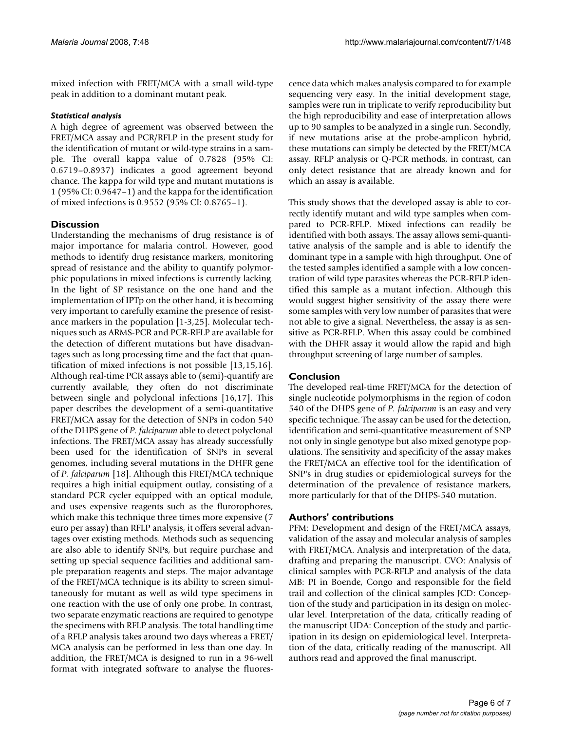mixed infection with FRET/MCA with a small wild-type peak in addition to a dominant mutant peak.

### *Statistical analysis*

A high degree of agreement was observed between the FRET/MCA assay and PCR/RFLP in the present study for the identification of mutant or wild-type strains in a sample. The overall kappa value of 0.7828 (95% CI: 0.6719–0.8937) indicates a good agreement beyond chance. The kappa for wild type and mutant mutations is 1 (95% CI: 0.9647–1) and the kappa for the identification of mixed infections is 0.9552 (95% CI: 0.8765–1).

## Discussion

Understanding the mechanisms of drug resistance is of major importance for malaria control. However, good methods to identify drug resistance markers, monitoring spread of resistance and the ability to quantify polymorphic populations in mixed infections is currently lacking. In the light of SP resistance on the one hand and the implementation of IPTp on the other hand, it is becoming very important to carefully examine the presence of resistance markers in the population [1-3,25]. Molecular techniques such as ARMS-PCR and PCR-RFLP are available for the detection of different mutations but have disadvantages such as long processing time and the fact that quantification of mixed infections is not possible [13,15,16]. Although real-time PCR assays able to (semi)-quantify are currently available, they often do not discriminate between single and polyclonal infections [16,17]. This paper describes the development of a semi-quantitative FRET/MCA assay for the detection of SNPs in codon 540 of the DHPS gene of *P. falciparum* able to detect polyclonal infections. The FRET/MCA assay has already successfully been used for the identification of SNPs in several genomes, including several mutations in the DHFR gene of *P. falciparum* [18]. Although this FRET/MCA technique requires a high initial equipment outlay, consisting of a standard PCR cycler equipped with an optical module, and uses expensive reagents such as the flurorophores, which make this technique three times more expensive (7 euro per assay) than RFLP analysis, it offers several advantages over existing methods. Methods such as sequencing are also able to identify SNPs, but require purchase and setting up special sequence facilities and additional sample preparation reagents and steps. The major advantage of the FRET/MCA technique is its ability to screen simultaneously for mutant as well as wild type specimens in one reaction with the use of only one probe. In contrast, two separate enzymatic reactions are required to genotype the specimens with RFLP analysis. The total handling time of a RFLP analysis takes around two days whereas a FRET/MCA analysis can be performed in less than one day. In addition, the FRET/MCA is designed to run in a 96-well format with integrated software to analyse the fluorescence data which makes analysis compared to for example sequencing very easy. In the initial development stage, samples were run in triplicate to verify reproducibility but the high reproducibility and ease of interpretation allows up to 90 samples to be analyzed in a single run. Secondly, if new mutations arise at the probe-amplicon hybrid, these mutations can simply be detected by the FRET/MCA assay. RFLP analysis or Q-PCR methods, in contrast, can only detect resistance that are already known and for which an assay is available.

This study shows that the developed assay is able to correctly identify mutant and wild type samples when compared to PCR-RFLP. Mixed infections can readily be identified with both assays. The assay allows semi-quantitative analysis of the sample and is able to identify the dominant type in a sample with high throughput. One of the tested samples identified a sample with a low concentration of wild type parasites whereas the PCR-RFLP identified this sample as a mutant infection. Although this would suggest higher sensitivity of the assay there were some samples with very low number of parasites that were not able to give a signal. Nevertheless, the assay is as sensitive as PCR-RFLP. When this assay could be combined with the DHFR assay it would allow the rapid and high throughput screening of large number of samples.

## Conclusion

The developed real-time FRET/MCA for the detection of single nucleotide polymorphisms in the region of codon 540 of the DHPS gene of *P. falciparum* is an easy and very specific technique. The assay can be used for the detection, identification and semi-quantitative measurement of SNP not only in single genotype but also mixed genotype populations. The sensitivity and specificity of the assay makes the FRET/MCA an effective tool for the identification of SNP's in drug studies or epidemiological surveys for the determination of the prevalence of resistance markers, more particularly for that of the DHPS-540 mutation.

## Authors' contributions

PFM: Development and design of the FRET/MCA assays, validation of the assay and molecular analysis of samples with FRET/MCA. Analysis and interpretation of the data, drafting and preparing the manuscript. CVO: Analysis of clinical samples with PCR-RFLP and analysis of the data MB: PI in Boende, Congo and responsible for the field trail and collection of the clinical samples JCD: Conception of the study and participation in its design on molecular level. Interpretation of the data, critically reading of the manuscript UDA: Conception of the study and participation in its design on epidemiological level. Interpretation of the data, critically reading of the manuscript. All authors read and approved the final manuscript.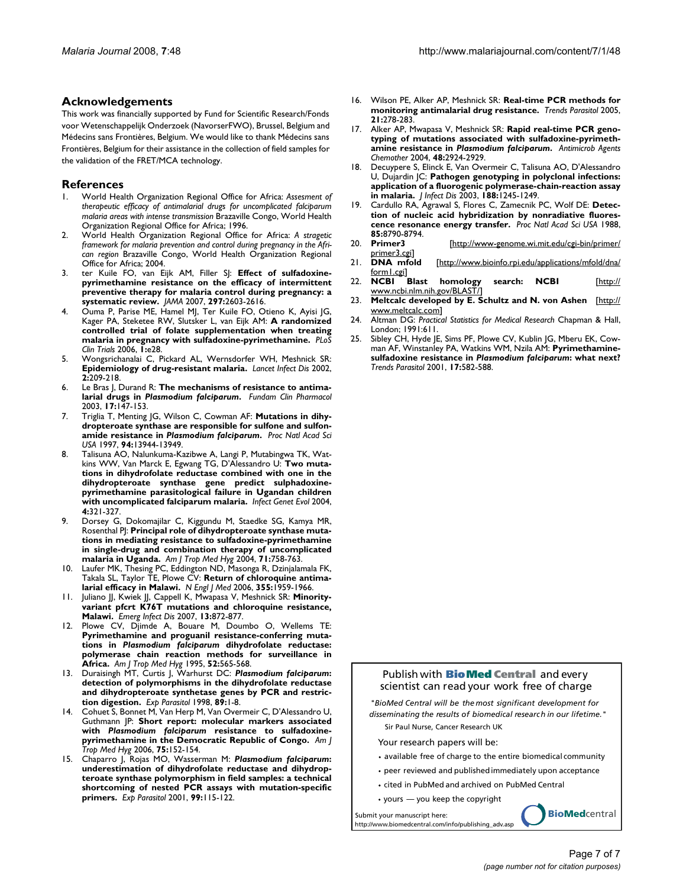## Acknowledgements

This work was financially supported by Fund for Scientific Research/Fonds voor Wetenschappelijk Onderzoek (NavorserFWO), Brussel, Belgium and Médecins sans Frontières, Belgium. We would like to thank Médecins sans Frontières, Belgium for their assistance in the collection of field samples for the validation of the FRET/MCA technology.

## References

1. World Health Organization Regional Office for Africa: *Assesment of therapeutic efficacy of antimalarial drugs for uncomplicated falciparum malaria areas with intense transmission* Brazaville Congo, World Health Organization Regional Office for Africa; 1996.
2. World Health Organization Regional Office for Africa: *A stragetic framework for malaria prevention and control during pregnancy in the African region* Brazaville Congo, World Health Organization Regional Office for Africa; 2004.
3. ter Kuile FO, van Eijk AM, Filler SJ: **Effect of sulfadoxine-pyrimethamine resistance on the efficacy of intermittent preventive therapy for malaria control during pregnancy: a systematic review.** *JAMA* 2007, **297:**2603-2616.
4. Ouma P, Parise ME, Hamel MJ, Ter Kuile FO, Otieno K, Ayisi JG, Kager PA, Steketee RW, Slutsker L, van Eijk AM: **A randomized controlled trial of folate supplementation when treating malaria in pregnancy with sulfadoxine-pyrimethamine.** *PLoS Clin Trials* 2006, **1:**e28.
5. Wongsrichanalai C, Pickard AL, Wernsdorfer WH, Meshnick SR: **Epidemiology of drug-resistant malaria.** *Lancet Infect Dis* 2002, **2:**209-218.
6. Le Bras J, Durand R: **The mechanisms of resistance to antimalarial drugs in *Plasmodium falciparum*.** *Fundam Clin Pharmacol* 2003, **17:**147-153.
7. Triglia T, Menting JG, Wilson C, Cowman AF: **Mutations in dihydropteroate synthase are responsible for sulfone and sulfonamide resistance in *Plasmodium falciparum*.** *Proc Natl Acad Sci USA* 1997, **94:**13944-13949.
8. Talisuna AO, Nalunkuma-Kazibwe A, Langi P, Mutabingwa TK, Watkins WW, Van Marck E, Egwang TG, D'Alessandro U: **Two mutations in dihydrofolate reductase combined with one in the dihydropteroate synthase gene predict sulphadoxine-pyrimethamine parasitological failure in Ugandan children with uncomplicated falciparum malaria.** *Infect Genet Evol* 2004, **4:**321-327.
9. Dorsey G, Dokomajilar C, Kiggundu M, Staedke SG, Kamya MR, Rosenthal PJ: **Principal role of dihydropteroate synthase mutations in mediating resistance to sulfadoxine-pyrimethamine in single-drug and combination therapy of uncomplicated malaria in Uganda.** *Am J Trop Med Hyg* 2004, **71:**758-763.
10. Laufer MK, Thesing PC, Eddington ND, Masonga R, Dzinjalamala FK, Takala SL, Taylor TE, Plowe CV: **Return of chloroquine antimalarial efficacy in Malawi.** *N Engl J Med* 2006, **355:**1959-1966.
11. Juliano JJ, Kwiek JJ, Cappell K, Mwapasa V, Meshnick SR: **Minority-variant pfcrt K76T mutations and chloroquine resistance, Malawi.** *Emerg Infect Dis* 2007, **13:**872-877.
12. Plowe CV, Djimde A, Bouare M, Doumbo O, Wellems TE: **Pyrimethamine and proguanil resistance-conferring mutations in *Plasmodium falciparum* dihydrofolate reductase: polymerase chain reaction methods for surveillance in Africa.** *Am J Trop Med Hyg* 1995, **52:**565-568.
13. Duraisingh MT, Curtis J, Warhurst DC: ***Plasmodium falciparum*: detection of polymorphisms in the dihydrofolate reductase and dihydropteroate synthetase genes by PCR and restriction digestion.** *Exp Parasitol* 1998, **89:**1-8.
14. Cohuet S, Bonnet M, Van Herp M, Van Overmeir C, D'Alessandro U, Guthmann JP: **Short report: molecular markers associated with *Plasmodium falciparum* resistance to sulfadoxine-pyrimethamine in the Democratic Republic of Congo.** *Am J Trop Med Hyg* 2006, **75:**152-154.
15. Chaparro J, Rojas MO, Wasserman M: ***Plasmodium falciparum*: underestimation of dihydrofolate reductase and dihydropteroate synthase polymorphism in field samples: a technical shortcoming of nested PCR assays with mutation-specific primers.** *Exp Parasitol* 2001, **99:**115-122.
16. Wilson PE, Alker AP, Meshnick SR: **Real-time PCR methods for monitoring antimalarial drug resistance.** *Trends Parasitol* 2005, **21:**278-283.
17. Alker AP, Mwapasa V, Meshnick SR: **Rapid real-time PCR genotyping of mutations associated with sulfadoxine-pyrimethamine resistance in *Plasmodium falciparum*.** *Antimicrob Agents Chemother* 2004, **48:**2924-2929.
18. Decuypere S, Elinck E, Van Overmeir C, Talisuna AO, D'Alessandro U, Dujardin JC: **Pathogen genotyping in polyclonal infections: application of a fluorogenic polymerase-chain-reaction assay in malaria.** *J Infect Dis* 2003, **188:**1245-1249.
19. Cardullo RA, Agrawal S, Flores C, Zamecnik PC, Wolf DE: **Detection of nucleic acid hybridization by nonradiative fluorescence resonance energy transfer.** *Proc Natl Acad Sci USA* 1988, **85:**8790-8794.
20. **Primer3** [http://www-genome.wi.mit.edu/cgi-bin/primer/primer3.cgi]
21. **DNA mfold** [http://www.bioinfo.rpi.edu/applications/mfold/dna/form1.cgi]
22. **NCBI Blast homology search: NCBI** [http://www.ncbi.nlm.nih.gov/BLAST/]
23. **Meltcalc developed by E. Schultz and N. von Ashen** [http://www.meltcalc.com]
24. Altman DG: *Practical Statistics for Medical Research* Chapman & Hall, London; 1991:611.
25. Sibley CH, Hyde JE, Sims PF, Plowe CV, Kublin JG, Mberu EK, Cowman AF, Winstanley PA, Watkins WM, Nzila AM: **Pyrimethamine-sulfadoxine resistance in *Plasmodium falciparum*: what next?** *Trends Parasitol* 2001, **17:**582-588.

Publish with **BioMed Central** and every scientist can read your work free of charge

*"BioMed Central will be the most significant development for disseminating the results of biomedical research in our lifetime."*

Sir Paul Nurse, Cancer Research UK

Your research papers will be:

- available free of charge to the entire biomedical community
- peer reviewed and published immediately upon acceptance
- cited in PubMed and archived on PubMed Central
- yours — you keep the copyright

Submit your manuscript here:
http://www.biomedcentral.com/info/publishing_adv.asp

BioMedcentral